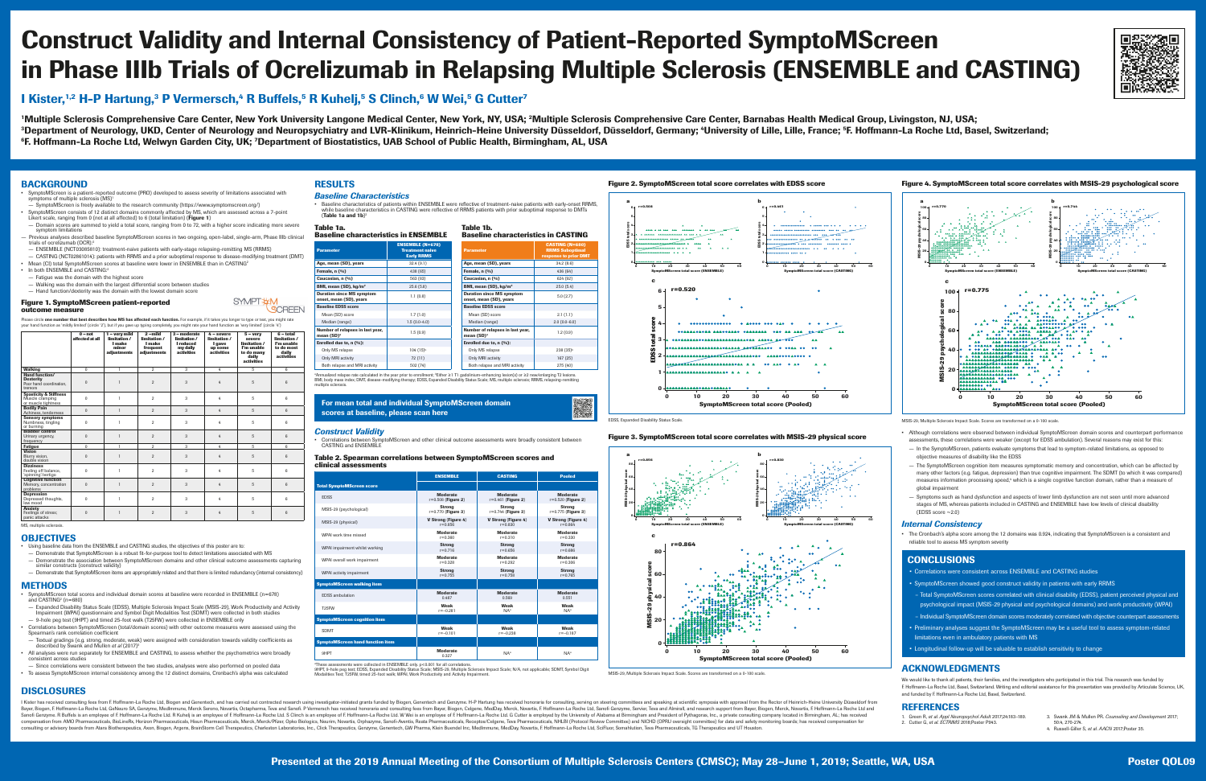# Construct Validity and Internal Consistency of Patient-Reported SymptoMScreen in Phase IIIb Trials of Ocrelizumab in Relapsing Multiple Sclerosis (ENSEMBLE and CASTING)

## I Kister,[1,2] H-P Hartung,[3] P Vermersch,[4] R Buffels,[5] R Kuhelj,[5] S Clinch,[6] W Wei,[5] G Cutter[7]

[1]Multiple Sclerosis Comprehensive Care Center, New York University Langone Medical Center, New York, NY, USA; [2]Multiple Sclerosis Comprehensive Care Center, Barnabas Health Medical Group, Livingston, NJ, USA; [3]Department of Neurology, UKD, Center of Neurology and Neuropsychiatry and LVR-Klinikum, Heinrich-Heine University Düsseldorf, Düsseldorf, Germany; [4]University of Lille, Lille, France; [5]F. Hoffmann-La Roche Ltd, Basel, Switzerland; [6]F. Hoffmann-La Roche Ltd, Welwyn Garden City, UK; [7]Department of Biostatistics, UAB School of Public Health, Birmingham, AL, USA

## BACKGROUND

- SymptoMScreen is a patient-reported outcome (PRO) developed to assess severity of limitations associated with symptoms of multiple sclerosis (MS)[1]
  - SymptoMScreen is freely available to the research community (https://www.symptomscreen.org/)
- SymptoMScreen consists of 12 distinct domains commonly affected by MS, which are assessed across a 7-point Likert scale, ranging from 0 (not at all affected) to 6 (total limitation) (**Figure 1**)
  - Domain scores are summed to yield a total score, ranging from 0 to 72, with a higher score indicating more severe symptom limitations
- Previous analyses described baseline SymptoMScreen scores in two ongoing, open-label, single-arm, Phase IIIb clinical trials of ocrelizumab (OCR):[2]
  - ENSEMBLE (NCT03085810): treatment-naive patients with early-stage relapsing-remitting MS (RRMS)
  - CASTING (NCT02861014): patients with RRMS and a prior suboptimal response to disease-modifying treatment (DMT)
- Mean (CI) total SymptoMScreen scores at baseline were lower in ENSEMBLE than in CASTING[2]
- In both ENSEMBLE and CASTING:[2]
  - Fatigue was the domain with the highest score
  - Walking was the domain with the largest differential score between studies
  - Hand function/dexterity was the domain with the lowest domain score

### Figure 1. SymptoMScreen patient-reported outcome measure

Please circle **one number that best describes how MS has affected each function.** For example, if it takes you longer to type or text, you might rate your hand function as 'mildly limited' (circle '2'), but if you gave up typing completely, you might rate your hand function as 'very limited' (circle '4')

| | 0 – not affected at all | 1 – very mild limitation / 1 make minor adjustments | 2 – mild limitation / 1 make frequent adjustments | 3 – moderate limitation / 1 reduced my daily activities | 4 – severe limitation / 1 gave up some activities | 5 – very severe limitation / I'm unable to do many daily activities | 6 – total limitation / I'm unable to do most daily activities |
|---|---|---|---|---|---|---|---|
| Walking | 0 | 1 | 2 | 3 | 4 | 5 | 6 |
| Hand function/ Dexterity (Poor hand coordination, tremors) | 0 | 1 | 2 | 3 | 4 | 5 | 6 |
| Spasticity & Stiffness (Muscle cramping or muscle tightness) | 0 | 1 | 2 | 3 | 4 | 5 | 6 |
| Bodily Pain (Achiness, tenderness) | 0 | 1 | 2 | 3 | 4 | 5 | 6 |
| Sensory symptoms (Numbness, tingling or burning) | 0 | 1 | 2 | 3 | 4 | 5 | 6 |
| Bladder control (Urinary urgency, frequency) | 0 | 1 | 2 | 3 | 4 | 5 | 6 |
| Fatigue | 0 | 1 | 2 | 3 | 4 | 5 | 6 |
| Vision (Blurry vision, double vision) | 0 | 1 | 2 | 3 | 4 | 5 | 6 |
| Dizziness (Feeling off balance, 'spinning' vertigo) | 0 | 1 | 2 | 3 | 4 | 5 | 6 |
| Cognitive function (Memory, concentration problems) | 0 | 1 | 2 | 3 | 4 | 5 | 6 |
| Depression (Depressed thoughts, low mood) | 0 | 1 | 2 | 3 | 4 | 5 | 6 |
| Anxiety (Feelings of stress; panic attacks) | 0 | 1 | 2 | 3 | 4 | 5 | 6 |

MS, multiple sclerosis.

## OBJECTIVES

- Using baseline data from the ENSEMBLE and CASTING studies, the objectives of this poster are to:
  - Demonstrate that SymptoMScreen is a robust fit-for-purpose tool to detect limitations associated with MS
  - Demonstrate the association between SymptoMScreen domains and other clinical outcome assessments capturing similar constructs (construct validity)
  - Demonstrate that SymptoMScreen items are appropriately related and that there is limited redundancy (internal consistency)

## METHODS

- SymptoMScreen total scores and individual domain scores at baseline were recorded in ENSEMBLE (n=678) and CASTING[2] (n=680)
  - Expanded Disability Status Scale (EDSS), Multiple Sclerosis Impact Scale (MSIS-29), Work Productivity and Activity Impairment (WPAI) questionnaire and Symbol Digit Modalities Test (SDMT) were collected in both studies
  - 9-hole peg test (9HPT) and timed 25-foot walk (T25FW) were collected in ENSEMBLE only
- Correlations between SymptoMScreen (total/domain scores) with other outcome measures were assessed using the Spearman's rank correlation coefficient
  - Textual gradings (e.g. strong, moderate, weak) were assigned with consideration towards validity coefficients as described by Swank and Mullen *et al* (2017)[3]
- All analyses were run separately for ENSEMBLE and CASTING, to assess whether the psychometrics were broadly consistent across studies
  - Since correlations were consistent between the two studies, analyses were also performed on pooled data
- To assess SymptoMScreen internal consistency among the 12 distinct domains, Cronbach's alpha was calculated

## RESULTS

### Baseline Characteristics

- Baseline characteristics of patients within ENSEMBLE were reflective of treatment-naive patients with early-onset RRMS, while baseline characteristics in CASTING were reflective of RRMS patients with prior suboptimal response to DMTs (**Table 1a and 1b**)[2]

### Table 1a. Baseline characteristics in ENSEMBLE

| Parameter | ENSEMBLE (N=678) Treatment naive Early RRMS |
|---|---|
| Age, mean (SD), years | 32.4 (9.1) |
| Female, n (%) | 438 (65) |
| Caucasian, n (%) | 563 (83) |
| BMI, mean (SD), kg/m² | 25.8 (5.8) |
| Duration since MS symptom onset, mean (SD), years | 1.1 (0.8) |
| **Baseline EDSS score** | |
| Mean (SD) score | 1.7 (1.0) |
| Median (range) | 1.5 (0.0–4.0) |
| Number of relapses in last year, mean (SD)* | 1.5 (0.9) |
| **Enrolled due to, n (%):** | |
| Only MS relapse | 104 (15)[a] |
| Only MRI activity | 72 (11) |
| Both relapse and MRI activity | 502 (74) |

### Table 1b. Baseline characteristics in CASTING

| Parameter | CASTING (N=680) RRMS Suboptimal response to prior DMT |
|---|---|
| Age, mean (SD), years | 34.2 (9.6) |
| Female, n (%) | 436 (64) |
| Caucasian, n (%) | 624 (92) |
| BMI, mean (SD), kg/m² | 25.0 (5.4) |
| Duration since MS symptom onset, mean (SD), years | 5.0 (2.7) |
| **Baseline EDSS score** | |
| Mean (SD) score | 2.1 (1.1) |
| Median (range) | 2.0 (0.0–4.0) |
| Number of relapses in last year, mean (SD)* | 1.2 (0.9) |
| **Enrolled due to, n (%):** | |
| Only MS relapse | 238 (35)[a] |
| Only MRI activity | 167 (25) |
| Both relapse and MRI activity | 275 (40) |

*Annualized relapse rate calculated in the year prior to enrollment; [a]Either ≥1 T1 gadolinium-enhancing lesion(s) or ≥2 new/enlarging T2 lesions. BMI, body mass index; DMT, disease-modifying therapy; EDSS, Expanded Disability Status Scale; MS, multiple sclerosis; RRMS, relapsing-remitting multiple sclerosis.

**For mean total and individual SymptoMScreen domain scores at baseline, please scan here**

### Construct Validity

- Correlations between SymptoMScreen and other clinical outcome assessments were broadly consistent between CASTING and ENSEMBLE

### Table 2. Spearman correlations between SymptoMScreen scores and clinical assessments

| | ENSEMBLE | CASTING | Pooled |
|---|---|---|---|
| **Total SymptoMScreen score** | | | |
| EDSS | Moderate r=0.508 (Figure 2) | Moderate r=0.461 (Figure 2) | Moderate r=0.520 (Figure 2) |
| MSIS-29 (psychological) | Strong r=0.770 (Figure 4) | Strong r=0.744 (Figure 4) | Strong r=0.775 (Figure 4) |
| MSIS-29 (physical) | V Strong (Figure 4) r=0.856 | V Strong (Figure 4) r=0.830 | V Strong (Figure 4) r=0.864 |
| WPAI work time missed | Moderate r=0.360 | Moderate r=0.310 | Moderate r=0.330 |
| WPAI impairment whilst working | Strong r=0.716 | Strong r=0.656 | Strong r=0.686 |
| WPAI overall work impairment | Moderate r=0.326 | Moderate r=0.292 | Moderate r=0.336 |
| WPAI activity impairment | Strong r=0.755 | Strong r=0.759 | Strong r=0.765 |
| **SymptoMScreen walking item** | | | |
| EDSS ambulation | Moderate 0.487 | Moderate 0.569 | Moderate 0.551 |
| T25FW | Weak r=-0.281 | NA* | NA* |
| **SymptoMScreen cognition item** | | | |
| SDMT | Weak r=-0.101 | Weak r=-0.228 | Weak r=-0.167 |
| **SymptoMScreen hand function item** | | | |
| 9HPT | Moderate 0.327 | NA* | NA* |

*These assessments were collected in ENSEMBLE only; p<0.001 for all correlations.
9HPT, 9-hole peg test; EDSS, Expanded Disability Status Scale; MSIS-29, Multiple Sclerosis Impact Scale; N/A, not applicable; SDMT, Symbol Digit Modalities Test; T25FW, timed 25-foot walk; WPAI, Work Productivity and Activity Impairment.

### Figure 2. SymptoMScreen total score correlates with EDSS score

EDSS, Expanded Disability Status Scale.

### Figure 3. SymptoMScreen total score correlates with MSIS-29 physical score

MSIS-29, Multiple Sclerosis Impact Scale. Scores are transformed on a 0–100 scale.

### Figure 4. SymptoMScreen total score correlates with MSIS-29 psychological score

MSIS-29, Multiple Sclerosis Impact Scale. Scores are transformed on a 0–100 scale.

- Although correlations were observed between individual SymptoMScreen domain scores and counterpart performance assessments, these correlations were weaker (except for EDSS ambulation). Several reasons may exist for this:
  - In the SymptoMScreen, patients evaluate symptoms that lead to symptom-related limitations, as opposed to objective measures of disability like the EDSS
  - The SymptoMScreen cognition item measures symptomatic memory and concentration, which can be affected by many other factors (e.g. fatigue, depression) than true cognitive impairment. The SDMT (to which it was compared) measures information processing speed,[4] which is a single cognitive function domain, rather than a measure of global impairment
  - Symptoms such as hand dysfunction and aspects of lower limb dysfunction are not seen until more advanced stages of MS, whereas patients included in CASTING and ENSEMBLE have low levels of clinical disability (EDSS score ~2.0)

### Internal Consistency

- The Cronbach's alpha score among the 12 domains was 0.924, indicating that SymptoMScreen is a consistent and reliable tool to assess MS symptom severity

## CONCLUSIONS

- Correlations were consistent across ENSEMBLE and CASTING studies
- SymptoMScreen showed good construct validity in patients with early RRMS
  - Total SymptoMScreen scores correlated with clinical disability (EDSS), patient perceived physical and psychological impact (MSIS-29 physical and psychological domains) and work productivity (WPAI)
  - Individual SymptoMScreen domain scores moderately correlated with objective counterpart assessments
- Preliminary analyses suggest the SymptoMScreen may be a useful tool to assess symptom-related limitations even in ambulatory patients with MS
- Longitudinal follow-up will be valuable to establish sensitivity to change

## ACKNOWLEDGMENTS

We would like to thank all patients, their families, and the investigators who participated in this trial. This research was funded by F. Hoffmann-La Roche Ltd, Basel, Switzerland. Writing and editorial assistance for this presentation was provided by Articulate Science, UK, and funded by F. Hoffmann-La Roche Ltd, Basel, Switzerland.

## REFERENCES

1. Green R, *et al. Appl Neuropsychol Adult* 2017;24:183–189.
2. Cutter G, *et al. ECTRIMS* 2018;Poster P943.
3. Swank JM & Mullen PR. *Counseling and Development* 2017; 50:4, 270–274.
4. Russell-Giller S, *et al. AACN* 2017;Poster 35.

## DISCLOSURES

I Kister has received research support from F. Hoffmann-La Roche Ltd, Biogen and Genentech, and has carried out contracted research using investigator-initiated grants funded by Biogen and Genentech. H-P Hartung has received honoraria for consulting, serving on steering committees and speaking at scientific symposia with approval from the Rector of Heinrich-Heine University Düsseldorf from Bayer, Biogen, F. Hoffmann-La Roche Ltd, GeNeuro SA, Genzyme, MedImmune, Merck Serono, Novartis, Octapharma, Teva and Sanofi. P Vermersch has received honoraria and consulting fees from Bayer, Biogen, Celgene, MedDay, Merck, Novartis, F. Hoffmann-La Roche Ltd, Sanofi Genzyme, Servier, Teva and Almirall, and research support from Bayer, Biogen, Merck, Novartis, F. Hoffmann-La Roche Ltd and Sanofi Genzyme. R Buffels is an employee of F. Hoffmann-La Roche Ltd. R Kuhelj is an employee of F. Hoffmann-La Roche Ltd. S Clinch is an employee of F. Hoffmann-La Roche Ltd. W Wei is an employee of F. Hoffmann-La Roche Ltd. G Cutter is employed by the University of Alabama at Birmingham and President of Pythagoras, Inc., a private consulting company located in Birmingham, AL; has received compensation from AMO Pharmaceuticals, BioLineRx, Horizon Pharmaceuticals, Hisun Pharmaceuticals, Merck, Merck/Pfizer, Opko Biologics, Neurim, Novartis, Orphazyme, Sanofi-Aventis, Reata Pharmaceuticals, Receptos/Celgene, Teva Pharmaceuticals, NHLBI (Protocol Review Committee) and NICHD (OPRU oversight committee) for data and safety monitoring boards; has received compensation for consulting or advisory boards from Atara Biotherapeutics, Axon, Biogen, Argenx, BrainStorm Cell Therapeutics, Charleston Laboratories, Inc., Click Therapeutics, Genzyme, Genentech, GW Pharma, Klein Buendel Inc, MedImmune, MedDay, Novartis, F. Hoffmann-La Roche Ltd, SciFluor, Somahlution, Teva Pharmaceuticals, TG Therapeutics and UT Houston.

**Presented at the 2019 Annual Meeting of the Consortium of Multiple Sclerosis Centers (CMSC); May 28–June 1, 2019; Seattle, WA, USA**

**Poster QOL09**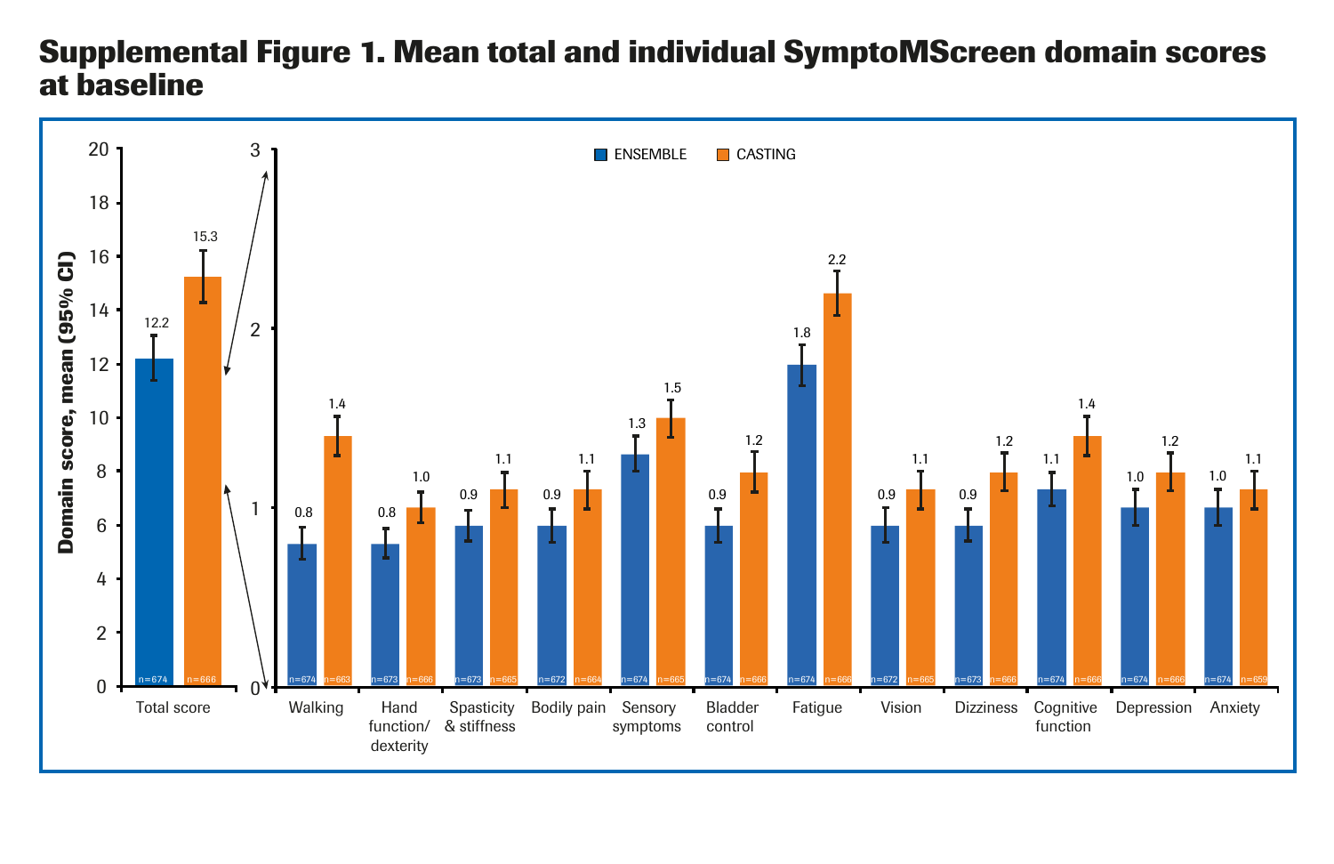## Supplemental Figure 1. Mean total and individual SymptoMScreen domain scores at baseline

ENSEMBLE
CASTING

Domain score, mean (95% CI)

0
2
4
6
8
10
12
14
16
18
20

0
1
2
3

Total score
12.2
15.3
n=674
n=666

Walking
0.8
1.4
n=674
n=663

Hand function/ dexterity
0.8
1.0
n=673
n=666

Spasticity & stiffness
0.9
1.1
n=673
n=665

Bodily pain
0.9
1.1
n=672
n=664

Sensory symptoms
1.3
1.5
n=674
n=665

Bladder control
0.9
1.2
n=674
n=666

Fatigue
1.8
2.2
n=674
n=666

Vision
0.9
1.1
n=672
n=665

Dizziness
0.9
1.2
n=673
n=666

Cognitive function
1.1
1.4
n=674
n=666

Depression
1.0
1.2
n=674
n=666

Anxiety
1.0
1.1
n=674
n=659